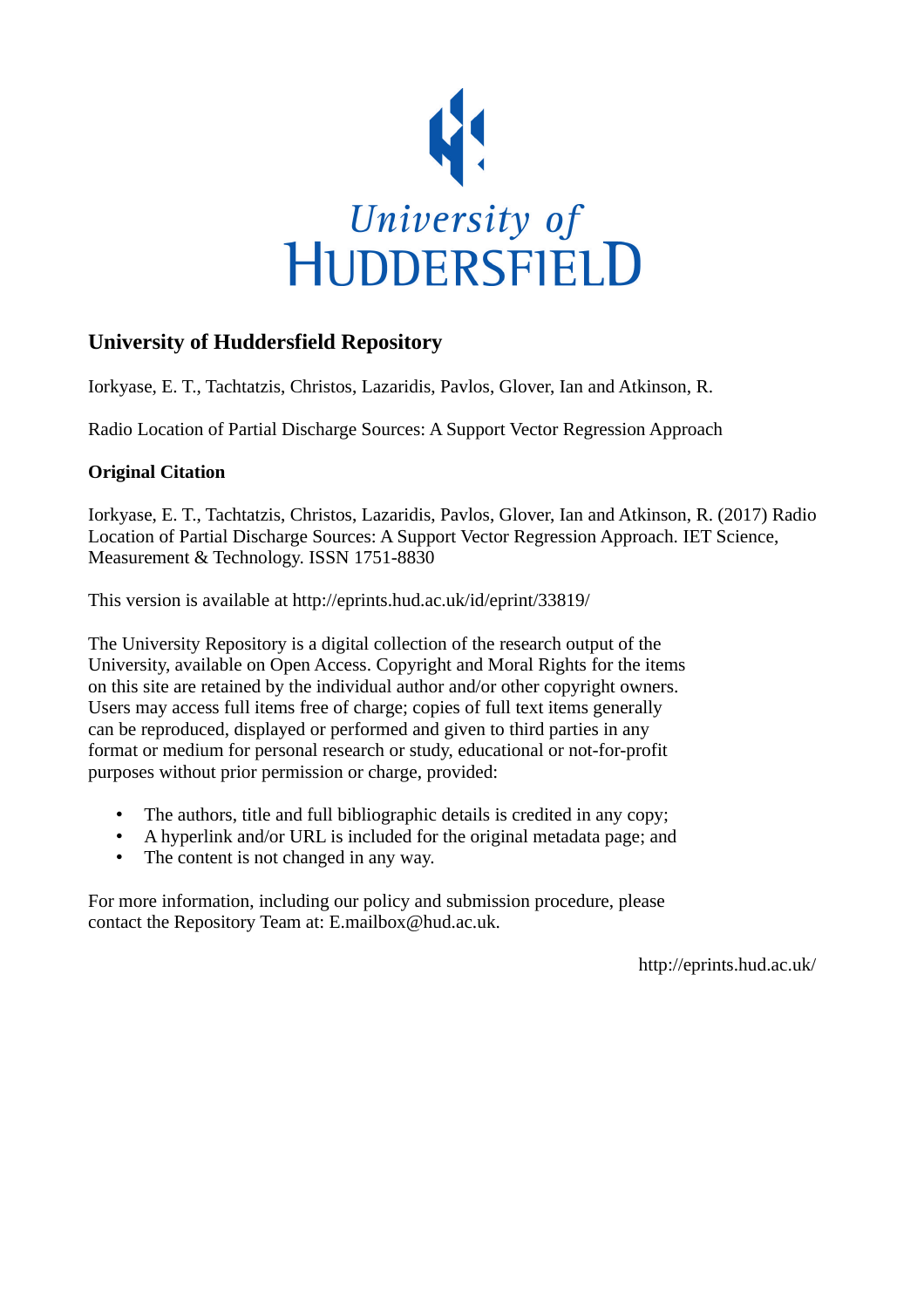University of Huddersfield

## University of Huddersfield Repository

Iorkyase, E. T., Tachtatzis, Christos, Lazaridis, Pavlos, Glover, Ian and Atkinson, R.

Radio Location of Partial Discharge Sources: A Support Vector Regression Approach

### Original Citation

Iorkyase, E. T., Tachtatzis, Christos, Lazaridis, Pavlos, Glover, Ian and Atkinson, R. (2017) Radio Location of Partial Discharge Sources: A Support Vector Regression Approach. IET Science, Measurement & Technology. ISSN 1751-8830

This version is available at http://eprints.hud.ac.uk/id/eprint/33819/

The University Repository is a digital collection of the research output of the University, available on Open Access. Copyright and Moral Rights for the items on this site are retained by the individual author and/or other copyright owners. Users may access full items free of charge; copies of full text items generally can be reproduced, displayed or performed and given to third parties in any format or medium for personal research or study, educational or not-for-profit purposes without prior permission or charge, provided:

- The authors, title and full bibliographic details is credited in any copy;
- A hyperlink and/or URL is included for the original metadata page; and
- The content is not changed in any way.

For more information, including our policy and submission procedure, please contact the Repository Team at: E.mailbox@hud.ac.uk.

http://eprints.hud.ac.uk/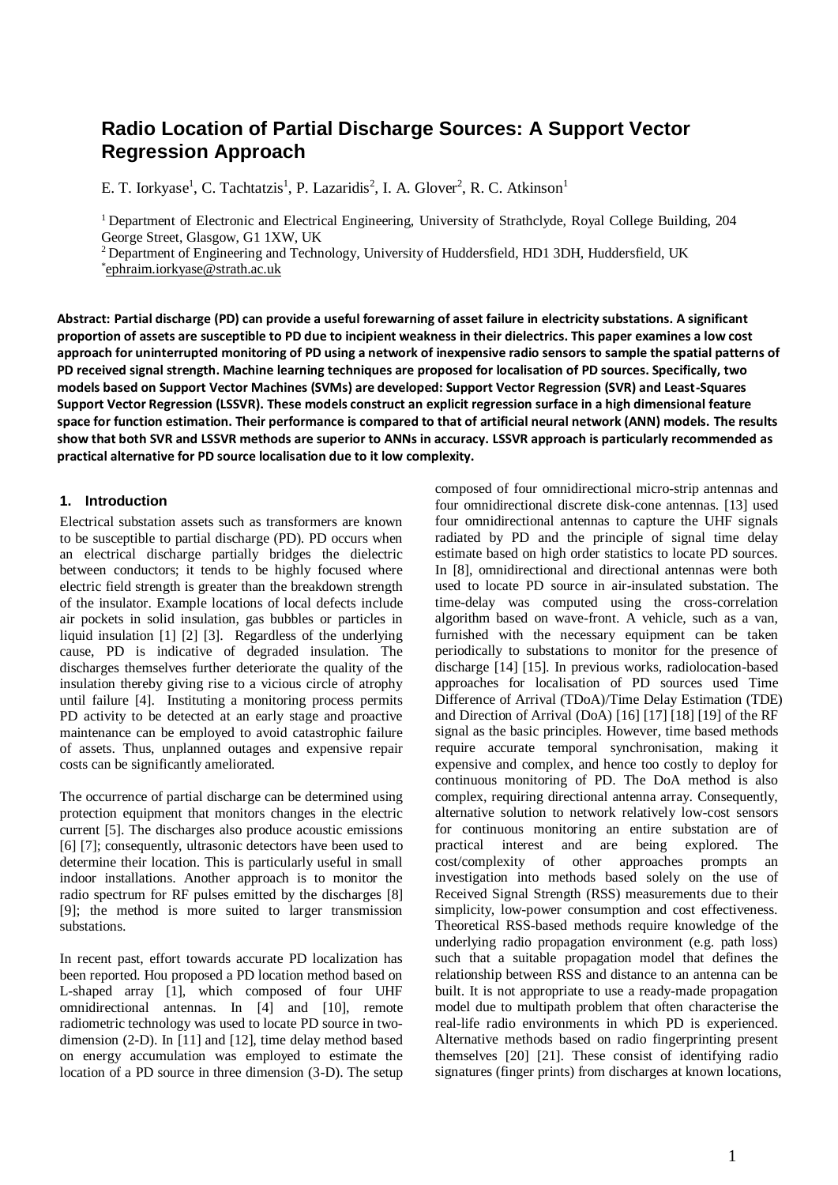# Radio Location of Partial Discharge Sources: A Support Vector Regression Approach

E. T. Iorkyase[1], C. Tachtatzis[1], P. Lazaridis[2], I. A. Glover[2], R. C. Atkinson[1]

[1] Department of Electronic and Electrical Engineering, University of Strathclyde, Royal College Building, 204 George Street, Glasgow, G1 1XW, UK

[2] Department of Engineering and Technology, University of Huddersfield, HD1 3DH, Huddersfield, UK

[*] ephraim.iorkyase@strath.ac.uk

**Abstract: Partial discharge (PD) can provide a useful forewarning of asset failure in electricity substations. A significant proportion of assets are susceptible to PD due to incipient weakness in their dielectrics. This paper examines a low cost approach for uninterrupted monitoring of PD using a network of inexpensive radio sensors to sample the spatial patterns of PD received signal strength. Machine learning techniques are proposed for localisation of PD sources. Specifically, two models based on Support Vector Machines (SVMs) are developed: Support Vector Regression (SVR) and Least-Squares Support Vector Regression (LSSVR). These models construct an explicit regression surface in a high dimensional feature space for function estimation. Their performance is compared to that of artificial neural network (ANN) models. The results show that both SVR and LSSVR methods are superior to ANNs in accuracy. LSSVR approach is particularly recommended as practical alternative for PD source localisation due to it low complexity.**

## 1. Introduction

Electrical substation assets such as transformers are known to be susceptible to partial discharge (PD). PD occurs when an electrical discharge partially bridges the dielectric between conductors; it tends to be highly focused where electric field strength is greater than the breakdown strength of the insulator. Example locations of local defects include air pockets in solid insulation, gas bubbles or particles in liquid insulation [1] [2] [3]. Regardless of the underlying cause, PD is indicative of degraded insulation. The discharges themselves further deteriorate the quality of the insulation thereby giving rise to a vicious circle of atrophy until failure [4]. Instituting a monitoring process permits PD activity to be detected at an early stage and proactive maintenance can be employed to avoid catastrophic failure of assets. Thus, unplanned outages and expensive repair costs can be significantly ameliorated.

The occurrence of partial discharge can be determined using protection equipment that monitors changes in the electric current [5]. The discharges also produce acoustic emissions [6] [7]; consequently, ultrasonic detectors have been used to determine their location. This is particularly useful in small indoor installations. Another approach is to monitor the radio spectrum for RF pulses emitted by the discharges [8] [9]; the method is more suited to larger transmission substations.

In recent past, effort towards accurate PD localization has been reported. Hou proposed a PD location method based on L-shaped array [1], which composed of four UHF omnidirectional antennas. In [4] and [10], remote radiometric technology was used to locate PD source in two-dimension (2-D). In [11] and [12], time delay method based on energy accumulation was employed to estimate the location of a PD source in three dimension (3-D). The setup composed of four omnidirectional micro-strip antennas and four omnidirectional discrete disk-cone antennas. [13] used four omnidirectional antennas to capture the UHF signals radiated by PD and the principle of signal time delay estimate based on high order statistics to locate PD sources. In [8], omnidirectional and directional antennas were both used to locate PD source in air-insulated substation. The time-delay was computed using the cross-correlation algorithm based on wave-front. A vehicle, such as a van, furnished with the necessary equipment can be taken periodically to substations to monitor for the presence of discharge [14] [15]. In previous works, radiolocation-based approaches for localisation of PD sources used Time Difference of Arrival (TDoA)/Time Delay Estimation (TDE) and Direction of Arrival (DoA) [16] [17] [18] [19] of the RF signal as the basic principles. However, time based methods require accurate temporal synchronisation, making it expensive and complex, and hence too costly to deploy for continuous monitoring of PD. The DoA method is also complex, requiring directional antenna array. Consequently, alternative solution to network relatively low-cost sensors for continuous monitoring an entire substation are of practical interest and are being explored. The cost/complexity of other approaches prompts an investigation into methods based solely on the use of Received Signal Strength (RSS) measurements due to their simplicity, low-power consumption and cost effectiveness. Theoretical RSS-based methods require knowledge of the underlying radio propagation environment (e.g. path loss) such that a suitable propagation model that defines the relationship between RSS and distance to an antenna can be built. It is not appropriate to use a ready-made propagation model due to multipath problem that often characterise the real-life radio environments in which PD is experienced. Alternative methods based on radio fingerprinting present themselves [20] [21]. These consist of identifying radio signatures (finger prints) from discharges at known locations,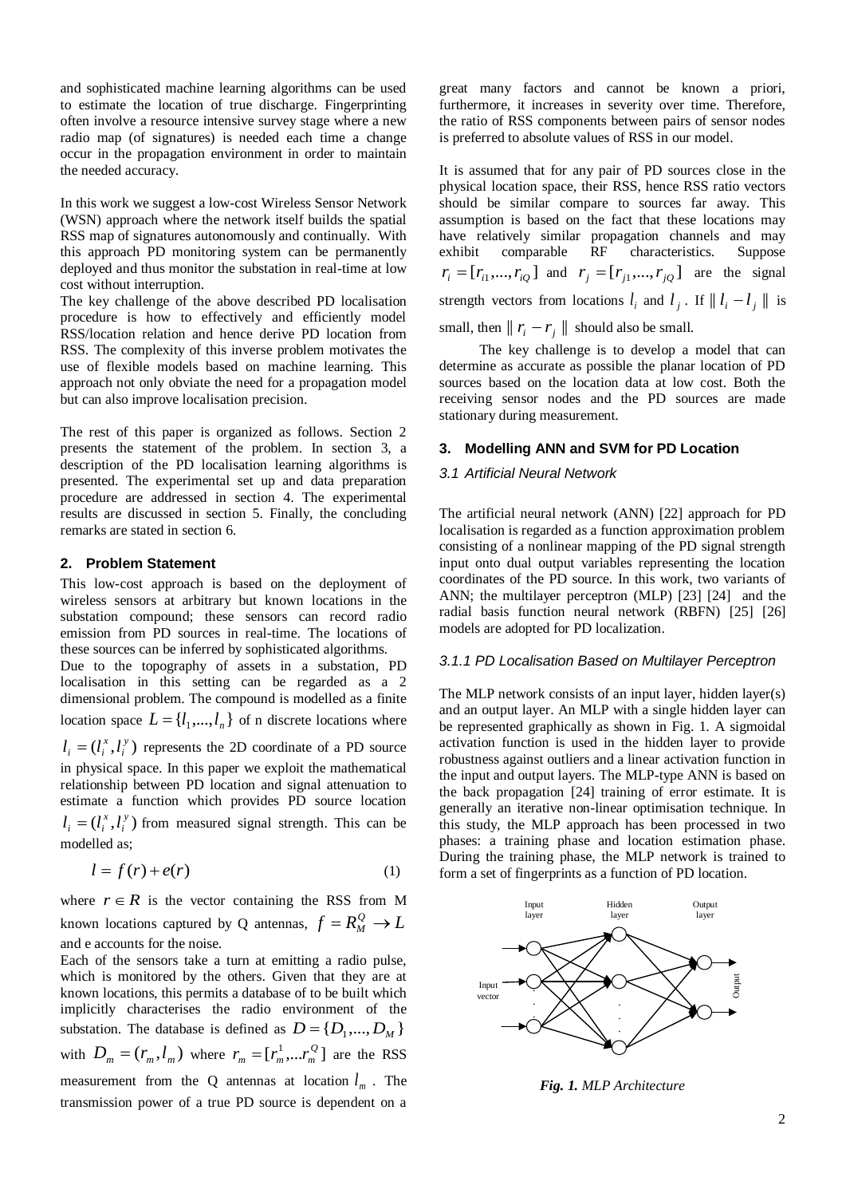and sophisticated machine learning algorithms can be used to estimate the location of true discharge. Fingerprinting often involve a resource intensive survey stage where a new radio map (of signatures) is needed each time a change occur in the propagation environment in order to maintain the needed accuracy.

In this work we suggest a low-cost Wireless Sensor Network (WSN) approach where the network itself builds the spatial RSS map of signatures autonomously and continually. With this approach PD monitoring system can be permanently deployed and thus monitor the substation in real-time at low cost without interruption.

The key challenge of the above described PD localisation procedure is how to effectively and efficiently model RSS/location relation and hence derive PD location from RSS. The complexity of this inverse problem motivates the use of flexible models based on machine learning. This approach not only obviate the need for a propagation model but can also improve localisation precision.

The rest of this paper is organized as follows. Section 2 presents the statement of the problem. In section 3, a description of the PD localisation learning algorithms is presented. The experimental set up and data preparation procedure are addressed in section 4. The experimental results are discussed in section 5. Finally, the concluding remarks are stated in section 6.

## 2. Problem Statement

This low-cost approach is based on the deployment of wireless sensors at arbitrary but known locations in the substation compound; these sensors can record radio emission from PD sources in real-time. The locations of these sources can be inferred by sophisticated algorithms.

Due to the topography of assets in a substation, PD localisation in this setting can be regarded as a 2 dimensional problem. The compound is modelled as a finite location space $L = \{l_1, ..., l_n\}$ of n discrete locations where $l_i = (l_i^x, l_i^y)$ represents the 2D coordinate of a PD source in physical space. In this paper we exploit the mathematical relationship between PD location and signal attenuation to estimate a function which provides PD source location $l_i = (l_i^x, l_i^y)$ from measured signal strength. This can be modelled as;

$$l = f(r) + e(r) \tag{1}$$

where $r \in R$ is the vector containing the RSS from M known locations captured by Q antennas, $f = R_M^Q \to L$ and e accounts for the noise.

Each of the sensors take a turn at emitting a radio pulse, which is monitored by the others. Given that they are at known locations, this permits a database of to be built which implicitly characterises the radio environment of the substation. The database is defined as $D = \{D_1, ..., D_M\}$ with $D_m = (r_m, l_m)$ where $r_m = [r_m^1, ... r_m^Q]$ are the RSS measurement from the Q antennas at location $l_m$. The transmission power of a true PD source is dependent on a great many factors and cannot be known a priori, furthermore, it increases in severity over time. Therefore, the ratio of RSS components between pairs of sensor nodes is preferred to absolute values of RSS in our model.

It is assumed that for any pair of PD sources close in the physical location space, their RSS, hence RSS ratio vectors should be similar compare to sources far away. This assumption is based on the fact that these locations may have relatively similar propagation channels and may exhibit comparable RF characteristics. Suppose $r_i = [r_{i1}, ..., r_{iQ}]$ and $r_j = [r_{j1}, ..., r_{jQ}]$ are the signal strength vectors from locations $l_i$ and $l_j$. If $\| l_i - l_j \|$ is small, then $\| r_i - r_j \|$ should also be small.

The key challenge is to develop a model that can determine as accurate as possible the planar location of PD sources based on the location data at low cost. Both the receiving sensor nodes and the PD sources are made stationary during measurement.

## 3. Modelling ANN and SVM for PD Location

### *3.1 Artificial Neural Network*

The artificial neural network (ANN) [22] approach for PD localisation is regarded as a function approximation problem consisting of a nonlinear mapping of the PD signal strength input onto dual output variables representing the location coordinates of the PD source. In this work, two variants of ANN; the multilayer perceptron (MLP) [23] [24] and the radial basis function neural network (RBFN) [25] [26] models are adopted for PD localization.

#### *3.1.1 PD Localisation Based on Multilayer Perceptron*

The MLP network consists of an input layer, hidden layer(s) and an output layer. An MLP with a single hidden layer can be represented graphically as shown in Fig. 1. A sigmoidal activation function is used in the hidden layer to provide robustness against outliers and a linear activation function in the input and output layers. The MLP-type ANN is based on the back propagation [24] training of error estimate. It is generally an iterative non-linear optimisation technique. In this study, the MLP approach has been processed in two phases: a training phase and location estimation phase. During the training phase, the MLP network is trained to form a set of fingerprints as a function of PD location.

***Fig. 1.*** *MLP Architecture*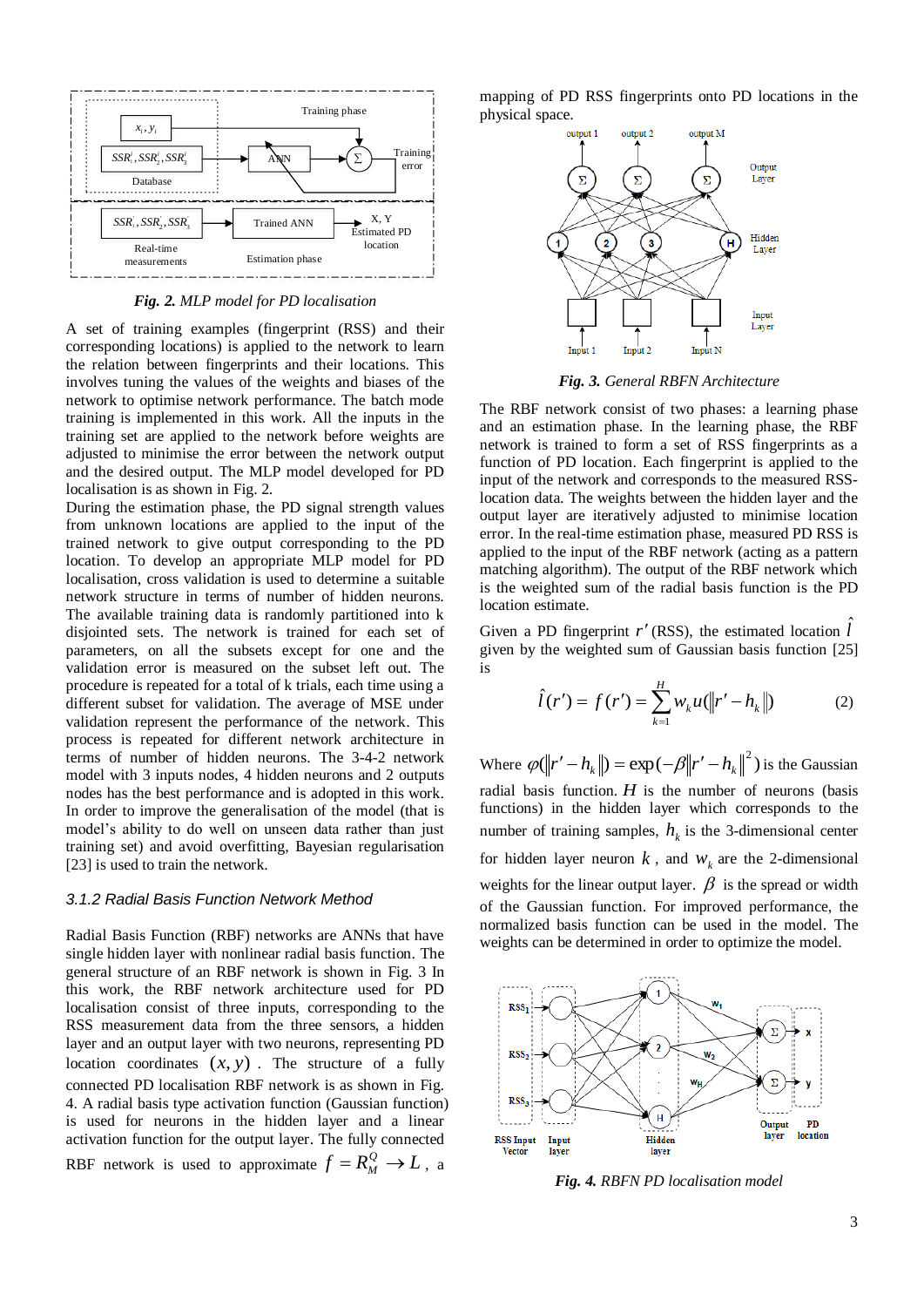*Fig. 2. MLP model for PD localisation*

A set of training examples (fingerprint (RSS) and their corresponding locations) is applied to the network to learn the relation between fingerprints and their locations. This involves tuning the values of the weights and biases of the network to optimise network performance. The batch mode training is implemented in this work. All the inputs in the training set are applied to the network before weights are adjusted to minimise the error between the network output and the desired output. The MLP model developed for PD localisation is as shown in Fig. 2.

During the estimation phase, the PD signal strength values from unknown locations are applied to the input of the trained network to give output corresponding to the PD location. To develop an appropriate MLP model for PD localisation, cross validation is used to determine a suitable network structure in terms of number of hidden neurons. The available training data is randomly partitioned into k disjointed sets. The network is trained for each set of parameters, on all the subsets except for one and the validation error is measured on the subset left out. The procedure is repeated for a total of k trials, each time using a different subset for validation. The average of MSE under validation represent the performance of the network. This process is repeated for different network architecture in terms of number of hidden neurons. The 3-4-2 network model with 3 inputs nodes, 4 hidden neurons and 2 outputs nodes has the best performance and is adopted in this work. In order to improve the generalisation of the model (that is model's ability to do well on unseen data rather than just training set) and avoid overfitting, Bayesian regularisation [23] is used to train the network.

### *3.1.2 Radial Basis Function Network Method*

Radial Basis Function (RBF) networks are ANNs that have single hidden layer with nonlinear radial basis function. The general structure of an RBF network is shown in Fig. 3 In this work, the RBF network architecture used for PD localisation consist of three inputs, corresponding to the RSS measurement data from the three sensors, a hidden layer and an output layer with two neurons, representing PD location coordinates $(x, y)$. The structure of a fully connected PD localisation RBF network is as shown in Fig. 4. A radial basis type activation function (Gaussian function) is used for neurons in the hidden layer and a linear activation function for the output layer. The fully connected RBF network is used to approximate $f = R_M^Q \rightarrow L$, a mapping of PD RSS fingerprints onto PD locations in the physical space.

*Fig. 3. General RBFN Architecture*

The RBF network consist of two phases: a learning phase and an estimation phase. In the learning phase, the RBF network is trained to form a set of RSS fingerprints as a function of PD location. Each fingerprint is applied to the input of the network and corresponds to the measured RSS-location data. The weights between the hidden layer and the output layer are iteratively adjusted to minimise location error. In the real-time estimation phase, measured PD RSS is applied to the input of the RBF network (acting as a pattern matching algorithm). The output of the RBF network which is the weighted sum of the radial basis function is the PD location estimate.

Given a PD fingerprint $r'$ (RSS), the estimated location $\hat{l}$ given by the weighted sum of Gaussian basis function [25] is

$$\hat{l}(r') = f(r') = \sum_{k=1}^{H} w_k u(\|r' - h_k\|) \qquad (2)$$

Where $\varphi(\|r' - h_k\|) = \exp(-\beta \|r' - h_k\|^2)$ is the Gaussian radial basis function. $H$ is the number of neurons (basis functions) in the hidden layer which corresponds to the number of training samples, $h_k$ is the 3-dimensional center for hidden layer neuron $k$, and $w_k$ are the 2-dimensional weights for the linear output layer. $\beta$ is the spread or width of the Gaussian function. For improved performance, the normalized basis function can be used in the model. The weights can be determined in order to optimize the model.

*Fig. 4. RBFN PD localisation model*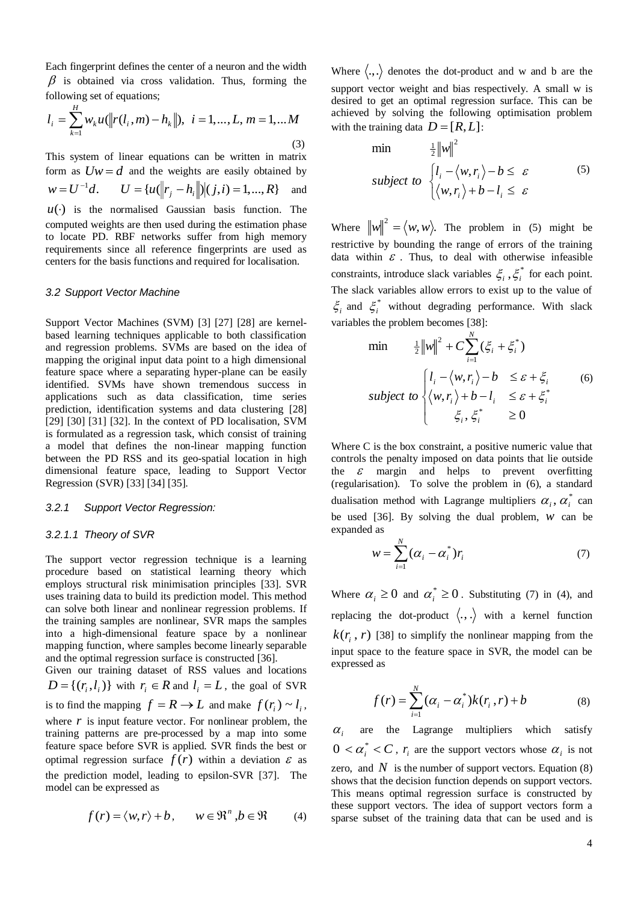Each fingerprint defines the center of a neuron and the width $\beta$ is obtained via cross validation. Thus, forming the following set of equations;

$$l_i = \sum_{k=1}^{H} w_k u(\|r(l_i, m) - h_k\|), \quad i = 1, ..., L, \; m = 1, ... M \tag{3}$$

This system of linear equations can be written in matrix form as $Uw = d$ and the weights are easily obtained by $w = U^{-1}d$. $U = \{u(\|r_j - h_i\|)|(j,i) = 1, ..., R\}$ and $u(\cdot)$ is the normalised Gaussian basis function. The computed weights are then used during the estimation phase to locate PD. RBF networks suffer from high memory requirements since all reference fingerprints are used as centers for the basis functions and required for localisation.

### *3.2 Support Vector Machine*

Support Vector Machines (SVM) [3] [27] [28] are kernel-based learning techniques applicable to both classification and regression problems. SVMs are based on the idea of mapping the original input data point to a high dimensional feature space where a separating hyper-plane can be easily identified. SVMs have shown tremendous success in applications such as data classification, time series prediction, identification systems and data clustering [28] [29] [30] [31] [32]. In the context of PD localisation, SVM is formulated as a regression task, which consist of training a model that defines the non-linear mapping function between the PD RSS and its geo-spatial location in high dimensional feature space, leading to Support Vector Regression (SVR) [33] [34] [35].

#### *3.2.1 Support Vector Regression:*

##### *3.2.1.1 Theory of SVR*

The support vector regression technique is a learning procedure based on statistical learning theory which employs structural risk minimisation principles [33]. SVR uses training data to build its prediction model. This method can solve both linear and nonlinear regression problems. If the training samples are nonlinear, SVR maps the samples into a high-dimensional feature space by a nonlinear mapping function, where samples become linearly separable and the optimal regression surface is constructed [36].
Given our training dataset of RSS values and locations $D = \{(r_i, l_i)\}$ with $r_i \in R$ and $l_i = L$, the goal of SVR is to find the mapping $f = R \rightarrow L$ and make $f(r_i) \sim l_i$, where $r$ is input feature vector. For nonlinear problem, the training patterns are pre-processed by a map into some feature space before SVR is applied. SVR finds the best or optimal regression surface $f(r)$ within a deviation $\varepsilon$ as the prediction model, leading to epsilon-SVR [37]. The model can be expressed as

$$f(r) = \langle w, r \rangle + b, \qquad w \in \Re^n, b \in \Re \tag{4}$$

Where $\langle .,. \rangle$ denotes the dot-product and w and b are the support vector weight and bias respectively. A small w is desired to get an optimal regression surface. This can be achieved by solving the following optimisation problem with the training data $D = [R, L]$:

$$\begin{aligned} &\min \qquad \tfrac{1}{2}\|w\|^2 \\ &subject\ to \quad \begin{cases} l_i - \langle w, r_i \rangle - b \leq \varepsilon \\ \langle w, r_i \rangle + b - l_i \leq \varepsilon \end{cases} \end{aligned} \tag{5}$$

Where $\|w\|^2 = \langle w, w \rangle$. The problem in (5) might be restrictive by bounding the range of errors of the training data within $\varepsilon$. Thus, to deal with otherwise infeasible constraints, introduce slack variables $\xi_i, \xi_i^*$ for each point. The slack variables allow errors to exist up to the value of $\xi_i$ and $\xi_i^*$ without degrading performance. With slack variables the problem becomes [38]:

$$\begin{aligned} &\min \qquad \tfrac{1}{2}\|w\|^2 + C\sum_{i=1}^{N}(\xi_i + \xi_i^*) \\ &subject\ to \begin{cases} l_i - \langle w, r_i \rangle - b & \leq \varepsilon + \xi_i \\ \langle w, r_i \rangle + b - l_i & \leq \varepsilon + \xi_i^* \\ \xi_i, \xi_i^* & \geq 0 \end{cases} \end{aligned} \tag{6}$$

Where C is the box constraint, a positive numeric value that controls the penalty imposed on data points that lie outside the $\varepsilon$ margin and helps to prevent overfitting (regularisation). To solve the problem in (6), a standard dualisation method with Lagrange multipliers $\alpha_i, \alpha_i^*$ can be used [36]. By solving the dual problem, $w$ can be expanded as

$$w = \sum_{i=1}^{N}(\alpha_i - \alpha_i^*) r_i \tag{7}$$

Where $\alpha_i \geq 0$ and $\alpha_i^* \geq 0$. Substituting (7) in (4), and replacing the dot-product $\langle .,. \rangle$ with a kernel function $k(r_i, r)$ [38] to simplify the nonlinear mapping from the input space to the feature space in SVR, the model can be expressed as

$$f(r) = \sum_{i=1}^{N}(\alpha_i - \alpha_i^*) k(r_i, r) + b \tag{8}$$

$\alpha_i$ are the Lagrange multipliers which satisfy $0 < \alpha_i^* < C$, $r_i$ are the support vectors whose $\alpha_i$ is not zero, and $N$ is the number of support vectors. Equation (8) shows that the decision function depends on support vectors. This means optimal regression surface is constructed by these support vectors. The idea of support vectors form a sparse subset of the training data that can be used and is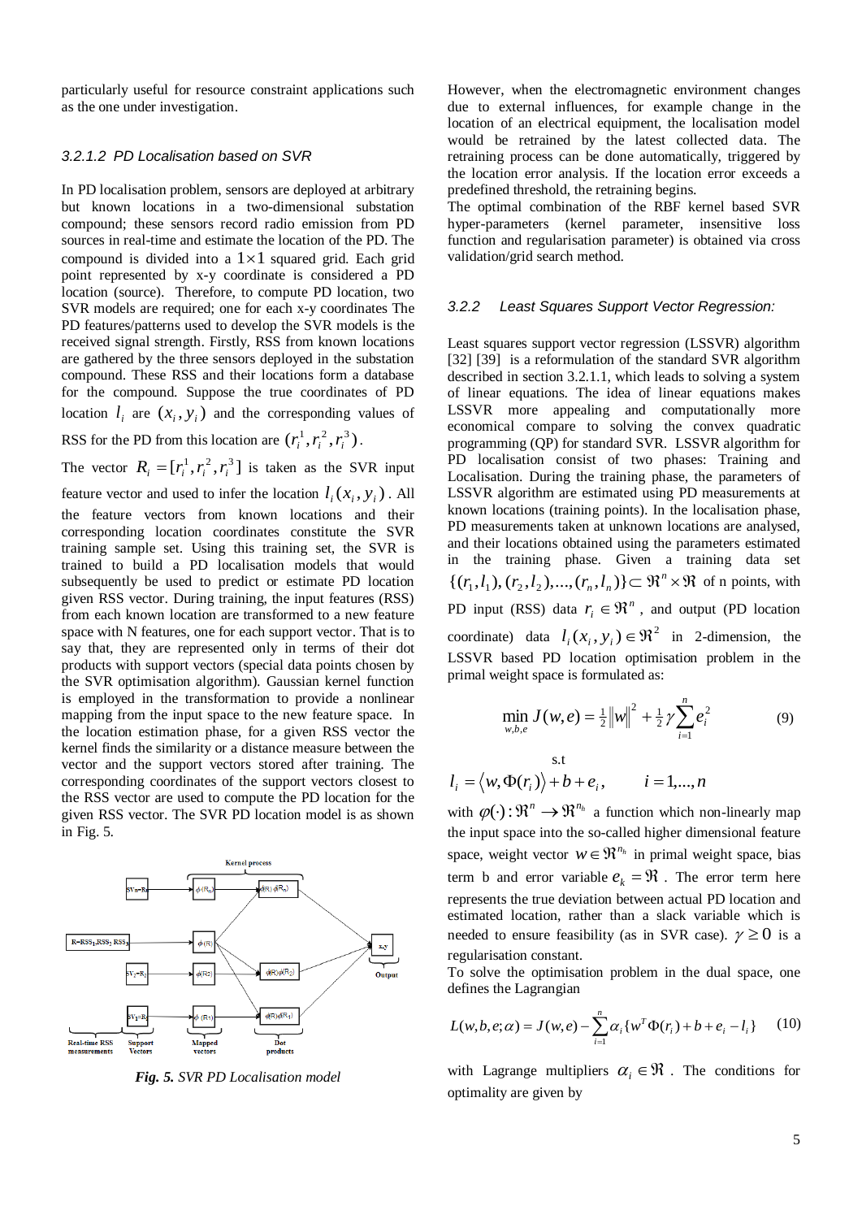particularly useful for resource constraint applications such as the one under investigation.

#### *3.2.1.2 PD Localisation based on SVR*

In PD localisation problem, sensors are deployed at arbitrary but known locations in a two-dimensional substation compound; these sensors record radio emission from PD sources in real-time and estimate the location of the PD. The compound is divided into a $1 \times 1$ squared grid. Each grid point represented by x-y coordinate is considered a PD location (source). Therefore, to compute PD location, two SVR models are required; one for each x-y coordinates The PD features/patterns used to develop the SVR models is the received signal strength. Firstly, RSS from known locations are gathered by the three sensors deployed in the substation compound. These RSS and their locations form a database for the compound. Suppose the true coordinates of PD location $l_i$ are $(x_i, y_i)$ and the corresponding values of RSS for the PD from this location are $(r_i^1, r_i^2, r_i^3)$.

The vector $R_i = [r_i^1, r_i^2, r_i^3]$ is taken as the SVR input feature vector and used to infer the location $l_i(x_i, y_i)$. All the feature vectors from known locations and their corresponding location coordinates constitute the SVR training sample set. Using this training set, the SVR is trained to build a PD localisation models that would subsequently be used to predict or estimate PD location given RSS vector. During training, the input features (RSS) from each known location are transformed to a new feature space with N features, one for each support vector. That is to say that, they are represented only in terms of their dot products with support vectors (special data points chosen by the SVR optimisation algorithm). Gaussian kernel function is employed in the transformation to provide a nonlinear mapping from the input space to the new feature space. In the location estimation phase, for a given RSS vector the kernel finds the similarity or a distance measure between the vector and the support vectors stored after training. The corresponding coordinates of the support vectors closest to the RSS vector are used to compute the PD location for the given RSS vector. The SVR PD location model is as shown in Fig. 5.

***Fig. 5.*** *SVR PD Localisation model*

However, when the electromagnetic environment changes due to external influences, for example change in the location of an electrical equipment, the localisation model would be retrained by the latest collected data. The retraining process can be done automatically, triggered by the location error analysis. If the location error exceeds a predefined threshold, the retraining begins.

The optimal combination of the RBF kernel based SVR hyper-parameters (kernel parameter, insensitive loss function and regularisation parameter) is obtained via cross validation/grid search method.

### *3.2.2 Least Squares Support Vector Regression:*

Least squares support vector regression (LSSVR) algorithm [32] [39] is a reformulation of the standard SVR algorithm described in section 3.2.1.1, which leads to solving a system of linear equations. The idea of linear equations makes LSSVR more appealing and computationally more economical compare to solving the convex quadratic programming (QP) for standard SVR. LSSVR algorithm for PD localisation consist of two phases: Training and Localisation. During the training phase, the parameters of LSSVR algorithm are estimated using PD measurements at known locations (training points). In the localisation phase, PD measurements taken at unknown locations are analysed, and their locations obtained using the parameters estimated in the training phase. Given a training data set $\{(r_1, l_1), (r_2, l_2), ..., (r_n, l_n)\} \subset \Re^n \times \Re$ of n points, with PD input (RSS) data $r_i \in \Re^n$, and output (PD location coordinate) data $l_i(x_i, y_i) \in \Re^2$ in 2-dimension, the LSSVR based PD location optimisation problem in the primal weight space is formulated as:

$$\min_{w,b,e} J(w,e) = \tfrac{1}{2}\|w\|^2 + \tfrac{1}{2}\gamma \sum_{i=1}^{n} e_i^2 \qquad (9)$$

s.t

$$l_i = \langle w, \Phi(r_i) \rangle + b + e_i, \qquad i = 1, ..., n$$

with $\varphi(\cdot) : \Re^n \to \Re^{n_h}$ a function which non-linearly map the input space into the so-called higher dimensional feature space, weight vector $w \in \Re^{n_h}$ in primal weight space, bias term b and error variable $e_k = \Re$. The error term here represents the true deviation between actual PD location and estimated location, rather than a slack variable which is needed to ensure feasibility (as in SVR case). $\gamma \geq 0$ is a regularisation constant.

To solve the optimisation problem in the dual space, one defines the Lagrangian

$$L(w,b,e;\alpha) = J(w,e) - \sum_{i=1}^{n} \alpha_i \{w^T \Phi(r_i) + b + e_i - l_i\} \qquad (10)$$

with Lagrange multipliers $\alpha_i \in \Re$. The conditions for optimality are given by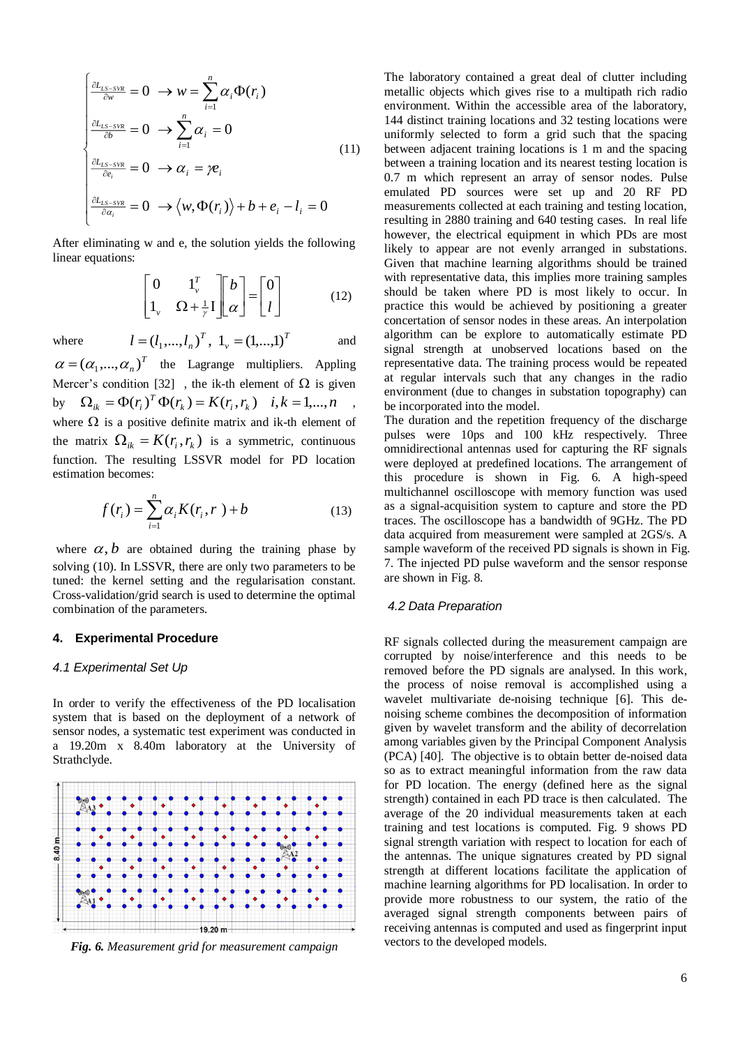$$
\begin{cases}
\frac{\partial L_{LS-SVR}}{\partial w} = 0 \;\rightarrow w = \sum_{i=1}^{n} \alpha_i \Phi(r_i) \\
\frac{\partial L_{LS-SVR}}{\partial b} = 0 \;\rightarrow \sum_{i=1}^{n} \alpha_i = 0 \\
\frac{\partial L_{LS-SVR}}{\partial e_i} = 0 \;\rightarrow \alpha_i = \gamma e_i \\
\frac{\partial L_{LS-SVR}}{\partial \alpha_i} = 0 \;\rightarrow \langle w, \Phi(r_i) \rangle + b + e_i - l_i = 0
\end{cases}
\tag{11}
$$

After eliminating w and e, the solution yields the following linear equations:

$$
\begin{bmatrix} 0 & 1_v^T \\ 1_v & \Omega + \frac{1}{\gamma} \mathrm{I} \end{bmatrix} \begin{bmatrix} b \\ \alpha \end{bmatrix} = \begin{bmatrix} 0 \\ l \end{bmatrix} \tag{12}
$$

where $l = (l_1,...,l_n)^T$, $1_v = (1,...,1)^T$ and $\alpha = (\alpha_1,...,\alpha_n)^T$ the Lagrange multipliers. Appling Mercer's condition [32] , the ik-th element of $\Omega$ is given by $\Omega_{ik} = \Phi(r_i)^T \Phi(r_k) = K(r_i, r_k) \quad i,k = 1,...,n$ , where $\Omega$ is a positive definite matrix and ik-th element of the matrix $\Omega_{ik} = K(r_i, r_k)$ is a symmetric, continuous function. The resulting LSSVR model for PD location estimation becomes:

$$
f(r_i) = \sum_{i=1}^{n} \alpha_i K(r_i, r\;) + b \tag{13}
$$

where $\alpha, b$ are obtained during the training phase by solving (10). In LSSVR, there are only two parameters to be tuned: the kernel setting and the regularisation constant. Cross-validation/grid search is used to determine the optimal combination of the parameters.

## 4. Experimental Procedure

### *4.1 Experimental Set Up*

In order to verify the effectiveness of the PD localisation system that is based on the deployment of a network of sensor nodes, a systematic test experiment was conducted in a 19.20m x 8.40m laboratory at the University of Strathclyde.

***Fig. 6.*** *Measurement grid for measurement campaign*

The laboratory contained a great deal of clutter including metallic objects which gives rise to a multipath rich radio environment. Within the accessible area of the laboratory, 144 distinct training locations and 32 testing locations were uniformly selected to form a grid such that the spacing between adjacent training locations is 1 m and the spacing between a training location and its nearest testing location is 0.7 m which represent an array of sensor nodes. Pulse emulated PD sources were set up and 20 RF PD measurements collected at each training and testing location, resulting in 2880 training and 640 testing cases. In real life however, the electrical equipment in which PDs are most likely to appear are not evenly arranged in substations. Given that machine learning algorithms should be trained with representative data, this implies more training samples should be taken where PD is most likely to occur. In practice this would be achieved by positioning a greater concentration of sensor nodes in these areas. An interpolation algorithm can be explore to automatically estimate PD signal strength at unobserved locations based on the representative data. The training process would be repeated at regular intervals such that any changes in the radio environment (due to changes in substation topography) can be incorporated into the model.

The duration and the repetition frequency of the discharge pulses were 10ps and 100 kHz respectively. Three omnidirectional antennas used for capturing the RF signals were deployed at predefined locations. The arrangement of this procedure is shown in Fig. 6. A high-speed multichannel oscilloscope with memory function was used as a signal-acquisition system to capture and store the PD traces. The oscilloscope has a bandwidth of 9GHz. The PD data acquired from measurement were sampled at 2GS/s. A sample waveform of the received PD signals is shown in Fig. 7. The injected PD pulse waveform and the sensor response are shown in Fig. 8.

### *4.2 Data Preparation*

RF signals collected during the measurement campaign are corrupted by noise/interference and this needs to be removed before the PD signals are analysed. In this work, the process of noise removal is accomplished using a wavelet multivariate de-noising technique [6]. This de-noising scheme combines the decomposition of information given by wavelet transform and the ability of decorrelation among variables given by the Principal Component Analysis (PCA) [40]. The objective is to obtain better de-noised data so as to extract meaningful information from the raw data for PD location. The energy (defined here as the signal strength) contained in each PD trace is then calculated. The average of the 20 individual measurements taken at each training and test locations is computed. Fig. 9 shows PD signal strength variation with respect to location for each of the antennas. The unique signatures created by PD signal strength at different locations facilitate the application of machine learning algorithms for PD localisation. In order to provide more robustness to our system, the ratio of the averaged signal strength components between pairs of receiving antennas is computed and used as fingerprint input vectors to the developed models.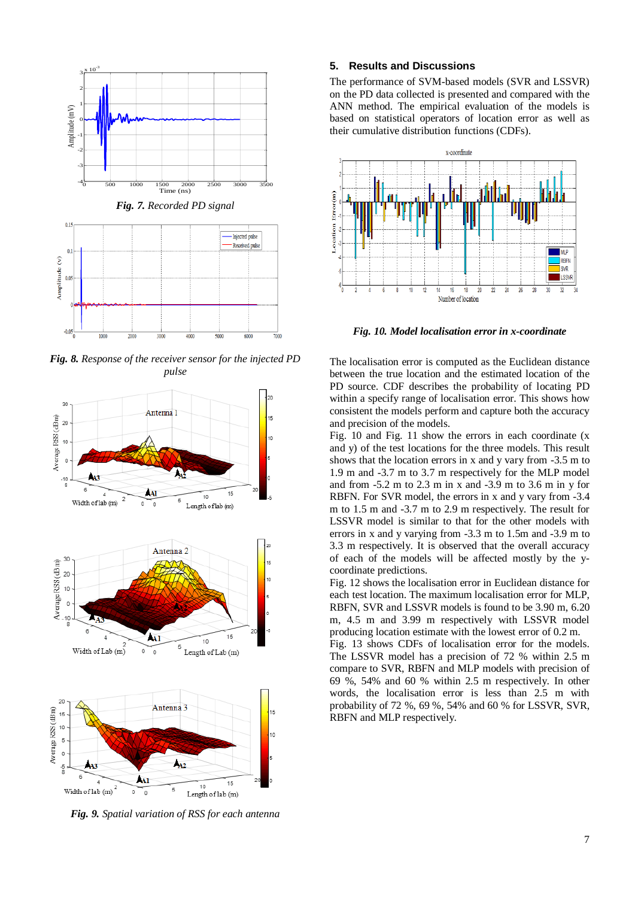*Fig. 7. Recorded PD signal*

*Fig. 8. Response of the receiver sensor for the injected PD pulse*

*Fig. 9. Spatial variation of RSS for each antenna*

## 5. Results and Discussions

The performance of SVM-based models (SVR and LSSVR) on the PD data collected is presented and compared with the ANN method. The empirical evaluation of the models is based on statistical operators of location error as well as their cumulative distribution functions (CDFs).

*Fig. 10. Model localisation error in x-coordinate*

The localisation error is computed as the Euclidean distance between the true location and the estimated location of the PD source. CDF describes the probability of locating PD within a specify range of localisation error. This shows how consistent the models perform and capture both the accuracy and precision of the models.

Fig. 10 and Fig. 11 show the errors in each coordinate (x and y) of the test locations for the three models. This result shows that the location errors in x and y vary from -3.5 m to 1.9 m and -3.7 m to 3.7 m respectively for the MLP model and from -5.2 m to 2.3 m in x and -3.9 m to 3.6 m in y for RBFN. For SVR model, the errors in x and y vary from -3.4 m to 1.5 m and -3.7 m to 2.9 m respectively. The result for LSSVR model is similar to that for other models with errors in x and y varying from -3.3 m to 1.5m and -3.9 m to 3.3 m respectively. It is observed that the overall accuracy of each of the models will be affected mostly by the y-coordinate predictions.

Fig. 12 shows the localisation error in Euclidean distance for each test location. The maximum localisation error for MLP, RBFN, SVR and LSSVR models is found to be 3.90 m, 6.20 m, 4.5 m and 3.99 m respectively with LSSVR model producing location estimate with the lowest error of 0.2 m.

Fig. 13 shows CDFs of localisation error for the models. The LSSVR model has a precision of 72 % within 2.5 m compare to SVR, RBFN and MLP models with precision of 69 %, 54% and 60 % within 2.5 m respectively. In other words, the localisation error is less than 2.5 m with probability of 72 %, 69 %, 54% and 60 % for LSSVR, SVR, RBFN and MLP respectively.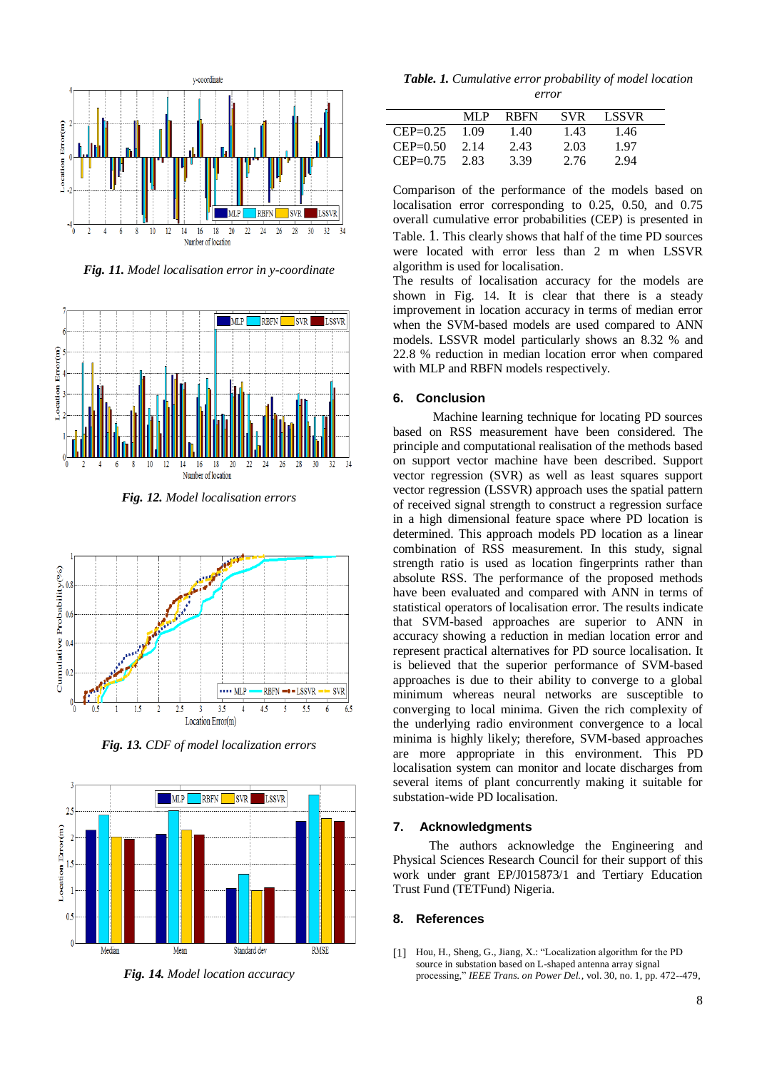*Fig. 11. Model localisation error in y-coordinate*

*Fig. 12. Model localisation errors*

*Fig. 13. CDF of model localization errors*

*Fig. 14. Model location accuracy*

***Table. 1.*** *Cumulative error probability of model location error*

| | MLP | RBFN | SVR | LSSVR |
|---|---|---|---|---|
| CEP=0.25 | 1.09 | 1.40 | 1.43 | 1.46 |
| CEP=0.50 | 2.14 | 2.43 | 2.03 | 1.97 |
| CEP=0.75 | 2.83 | 3.39 | 2.76 | 2.94 |

Comparison of the performance of the models based on localisation error corresponding to 0.25, 0.50, and 0.75 overall cumulative error probabilities (CEP) is presented in Table. 1. This clearly shows that half of the time PD sources were located with error less than 2 m when LSSVR algorithm is used for localisation.

The results of localisation accuracy for the models are shown in Fig. 14. It is clear that there is a steady improvement in location accuracy in terms of median error when the SVM-based models are used compared to ANN models. LSSVR model particularly shows an 8.32 % and 22.8 % reduction in median location error when compared with MLP and RBFN models respectively.

## 6. Conclusion

Machine learning technique for locating PD sources based on RSS measurement have been considered. The principle and computational realisation of the methods based on support vector machine have been described. Support vector regression (SVR) as well as least squares support vector regression (LSSVR) approach uses the spatial pattern of received signal strength to construct a regression surface in a high dimensional feature space where PD location is determined. This approach models PD location as a linear combination of RSS measurement. In this study, signal strength ratio is used as location fingerprints rather than absolute RSS. The performance of the proposed methods have been evaluated and compared with ANN in terms of statistical operators of localisation error. The results indicate that SVM-based approaches are superior to ANN in accuracy showing a reduction in median location error and represent practical alternatives for PD source localisation. It is believed that the superior performance of SVM-based approaches is due to their ability to converge to a global minimum whereas neural networks are susceptible to converging to local minima. Given the rich complexity of the underlying radio environment convergence to a local minima is highly likely; therefore, SVM-based approaches are more appropriate in this environment. This PD localisation system can monitor and locate discharges from several items of plant concurrently making it suitable for substation-wide PD localisation.

## 7. Acknowledgments

The authors acknowledge the Engineering and Physical Sciences Research Council for their support of this work under grant EP/J015873/1 and Tertiary Education Trust Fund (TETFund) Nigeria.

## 8. References

[1] Hou, H., Sheng, G., Jiang, X.: "Localization algorithm for the PD source in substation based on L-shaped antenna array signal processing," *IEEE Trans. on Power Del.*, vol. 30, no. 1, pp. 472--479,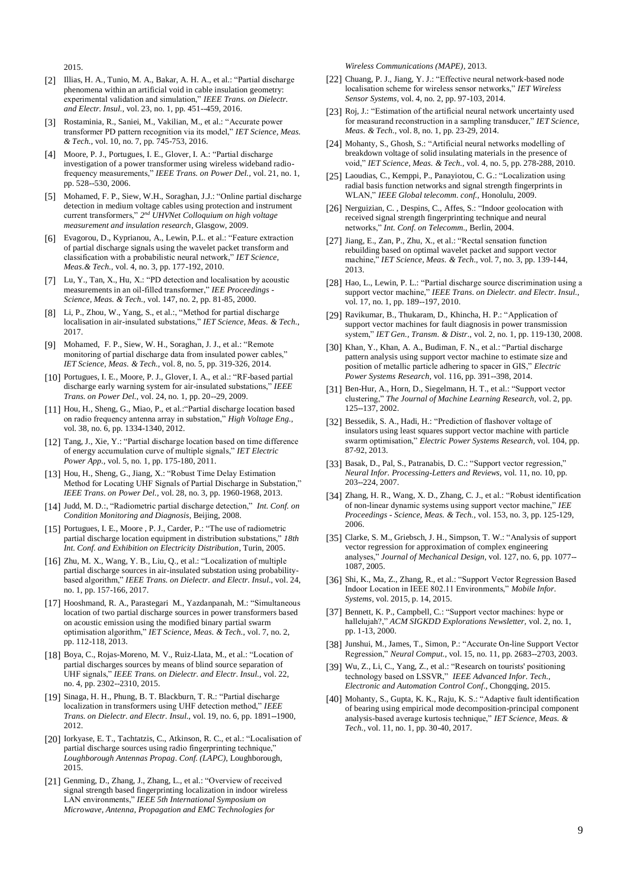2015.

[2] Illias, H. A., Tunio, M. A., Bakar, A. H. A., et al.: "Partial discharge phenomena within an artificial void in cable insulation geometry: experimental validation and simulation," *IEEE Trans. on Dielectr. and Electr. Insul.*, vol. 23, no. 1, pp. 451--459, 2016.

[3] Rostaminia, R., Saniei, M., Vakilian, M., et al.: "Accurate power transformer PD pattern recognition via its model," *IET Science, Meas. & Tech.*, vol. 10, no. 7, pp. 745-753, 2016.

[4] Moore, P. J., Portugues, I. E., Glover, I. A.: "Partial discharge investigation of a power transformer using wireless wideband radio-frequency measurements," *IEEE Trans. on Power Del.*, vol. 21, no. 1, pp. 528--530, 2006.

[5] Mohamed, F. P., Siew, W.H., Soraghan, J.J.: "Online partial discharge detection in medium voltage cables using protection and instrument current transformers," *2nd UHVNet Colloquium on high voltage measurement and insulation research*, Glasgow, 2009.

[6] Evagorou, D., Kyprianou, A., Lewin, P.L. et al.: "Feature extraction of partial discharge signals using the wavelet packet transform and classification with a probabilistic neural network," *IET Science, Meas.& Tech.*, vol. 4, no. 3, pp. 177-192, 2010.

[7] Lu, Y., Tan, X., Hu, X.: "PD detection and localisation by acoustic measurements in an oil-filled transformer," *IEE Proceedings - Science, Meas. & Tech.*, vol. 147, no. 2, pp. 81-85, 2000.

[8] Li, P., Zhou, W., Yang, S., et al.:, "Method for partial discharge localisation in air-insulated substations," *IET Science, Meas. & Tech.*, 2017.

[9] Mohamed, F. P., Siew, W. H., Soraghan, J. J., et al.: "Remote monitoring of partial discharge data from insulated power cables," *IET Science, Meas. & Tech.*, vol. 8, no. 5, pp. 319-326, 2014.

[10] Portugues, I. E., Moore, P. J., Glover, I. A., et al.: "RF-based partial discharge early warning system for air-insulated substations," *IEEE Trans. on Power Del.*, vol. 24, no. 1, pp. 20--29, 2009.

[11] Hou, H., Sheng, G., Miao, P., et al.:"Partial discharge location based on radio frequency antenna array in substation," *High Voltage Eng.*, vol. 38, no. 6, pp. 1334-1340, 2012.

[12] Tang, J., Xie, Y.: "Partial discharge location based on time difference of energy accumulation curve of multiple signals," *IET Electric Power App.*, vol. 5, no. 1, pp. 175-180, 2011.

[13] Hou, H., Sheng, G., Jiang, X.: "Robust Time Delay Estimation Method for Locating UHF Signals of Partial Discharge in Substation," *IEEE Trans. on Power Del.*, vol. 28, no. 3, pp. 1960-1968, 2013.

[14] Judd, M. D.:, "Radiometric partial discharge detection," *Int. Conf. on Condition Monitoring and Diagnosis*, Beijing, 2008.

[15] Portugues, I. E., Moore , P. J., Carder, P.: "The use of radiometric partial discharge location equipment in distribution substations," *18th Int. Conf. and Exhibition on Electricity Distribution*, Turin, 2005.

[16] Zhu, M. X., Wang, Y. B., Liu, Q., et al.: "Localization of multiple partial discharge sources in air-insulated substation using probability-based algorithm," *IEEE Trans. on Dielectr. and Electr. Insul.*, vol. 24, no. 1, pp. 157-166, 2017.

[17] Hooshmand, R. A., Parastegari M., Yazdanpanah, M.: "Simultaneous location of two partial discharge sources in power transformers based on acoustic emission using the modified binary partial swarm optimisation algorithm," *IET Science, Meas. & Tech.*, vol. 7, no. 2, pp. 112-118, 2013.

[18] Boya, C., Rojas-Moreno, M. V., Ruiz-Llata, M., et al.: "Location of partial discharges sources by means of blind source separation of UHF signals," *IEEE Trans. on Dielectr. and Electr. Insul.*, vol. 22, no. 4, pp. 2302--2310, 2015.

[19] Sinaga, H. H., Phung, B. T. Blackburn, T. R.: "Partial discharge localization in transformers using UHF detection method," *IEEE Trans. on Dielectr. and Electr. Insul.*, vol. 19, no. 6, pp. 1891--1900, 2012.

[20] Iorkyase, E. T., Tachtatzis, C., Atkinson, R. C., et al.: "Localisation of partial discharge sources using radio fingerprinting technique," *Loughborough Antennas Propag. Conf. (LAPC)*, Loughborough, 2015.

[21] Genming, D., Zhang, J., Zhang, L., et al.: "Overview of received signal strength based fingerprinting localization in indoor wireless LAN environments," *IEEE 5th International Symposium on Microwave, Antenna, Propagation and EMC Technologies for Wireless Communications (MAPE)*, 2013.

[22] Chuang, P. J., Jiang, Y. J.: "Effective neural network-based node localisation scheme for wireless sensor networks," *IET Wireless Sensor Systems*, vol. 4, no. 2, pp. 97-103, 2014.

[23] Roj, J.: "Estimation of the artificial neural network uncertainty used for measurand reconstruction in a sampling transducer," *IET Science, Meas. & Tech.*, vol. 8, no. 1, pp. 23-29, 2014.

[24] Mohanty, S., Ghosh, S.: "Artificial neural networks modelling of breakdown voltage of solid insulating materials in the presence of void," *IET Science, Meas. & Tech.*, vol. 4, no. 5, pp. 278-288, 2010.

[25] Laoudias, C., Kemppi, P., Panayiotou, C. G.: "Localization using radial basis function networks and signal strength fingerprints in WLAN," *IEEE Global telecomm. conf.*, Honolulu, 2009.

[26] Nerguizian, C. , Despins, C., Affes, S.: "Indoor geolocation with received signal strength fingerprinting technique and neural networks," *Int. Conf. on Telecomm.*, Berlin, 2004.

[27] Jiang, E., Zan, P., Zhu, X., et al.: "Rectal sensation function rebuilding based on optimal wavelet packet and support vector machine," *IET Science, Meas. & Tech.*, vol. 7, no. 3, pp. 139-144, 2013.

[28] Hao, L., Lewin, P. L.: "Partial discharge source discrimination using a support vector machine," *IEEE Trans. on Dielectr. and Electr. Insul.*, vol. 17, no. 1, pp. 189--197, 2010.

[29] Ravikumar, B., Thukaram, D., Khincha, H. P.: "Application of support vector machines for fault diagnosis in power transmission system," *IET Gen., Transm. & Distr.*, vol. 2, no. 1, pp. 119-130, 2008.

[30] Khan, Y., Khan, A. A., Budiman, F. N., et al.: "Partial discharge pattern analysis using support vector machine to estimate size and position of metallic particle adhering to spacer in GIS," *Electric Power Systems Research*, vol. 116, pp. 391--398, 2014.

[31] Ben-Hur, A., Horn, D., Siegelmann, H. T., et al.: "Support vector clustering," *The Journal of Machine Learning Research*, vol. 2, pp. 125--137, 2002.

[32] Bessedik, S. A., Hadi, H.: "Prediction of flashover voltage of insulators using least squares support vector machine with particle swarm optimisation," *Electric Power Systems Research*, vol. 104, pp. 87-92, 2013.

[33] Basak, D., Pal, S., Patranabis, D. C.: "Support vector regression," *Neural Infor. Processing-Letters and Reviews*, vol. 11, no. 10, pp. 203--224, 2007.

[34] Zhang, H. R., Wang, X. D., Zhang, C. J., et al.: "Robust identification of non-linear dynamic systems using support vector machine," *IEE Proceedings - Science, Meas. & Tech.*, vol. 153, no. 3, pp. 125-129, 2006.

[35] Clarke, S. M., Griebsch, J. H., Simpson, T. W.: "Analysis of support vector regression for approximation of complex engineering analyses," *Journal of Mechanical Design*, vol. 127, no. 6, pp. 1077--1087, 2005.

[36] Shi, K., Ma, Z., Zhang, R., et al.: "Support Vector Regression Based Indoor Location in IEEE 802.11 Environments," *Mobile Infor. Systems*, vol. 2015, p. 14, 2015.

[37] Bennett, K. P., Campbell, C.: "Support vector machines: hype or hallelujah?," *ACM SIGKDD Explorations Newsletter*, vol. 2, no. 1, pp. 1-13, 2000.

[38] Junshui, M., James, T., Simon, P.: "Accurate On-line Support Vector Regression," *Neural Comput.*, vol. 15, no. 11, pp. 2683--2703, 2003.

[39] Wu, Z., Li, C., Yang, Z., et al.: "Research on tourists' positioning technology based on LSSVR," *IEEE Advanced Infor. Tech., Electronic and Automation Control Conf.*, Chongqing, 2015.

[40] Mohanty, S., Gupta, K. K., Raju, K. S.: "Adaptive fault identification of bearing using empirical mode decomposition-principal component analysis-based average kurtosis technique," *IET Science, Meas. & Tech.*, vol. 11, no. 1, pp. 30-40, 2017.